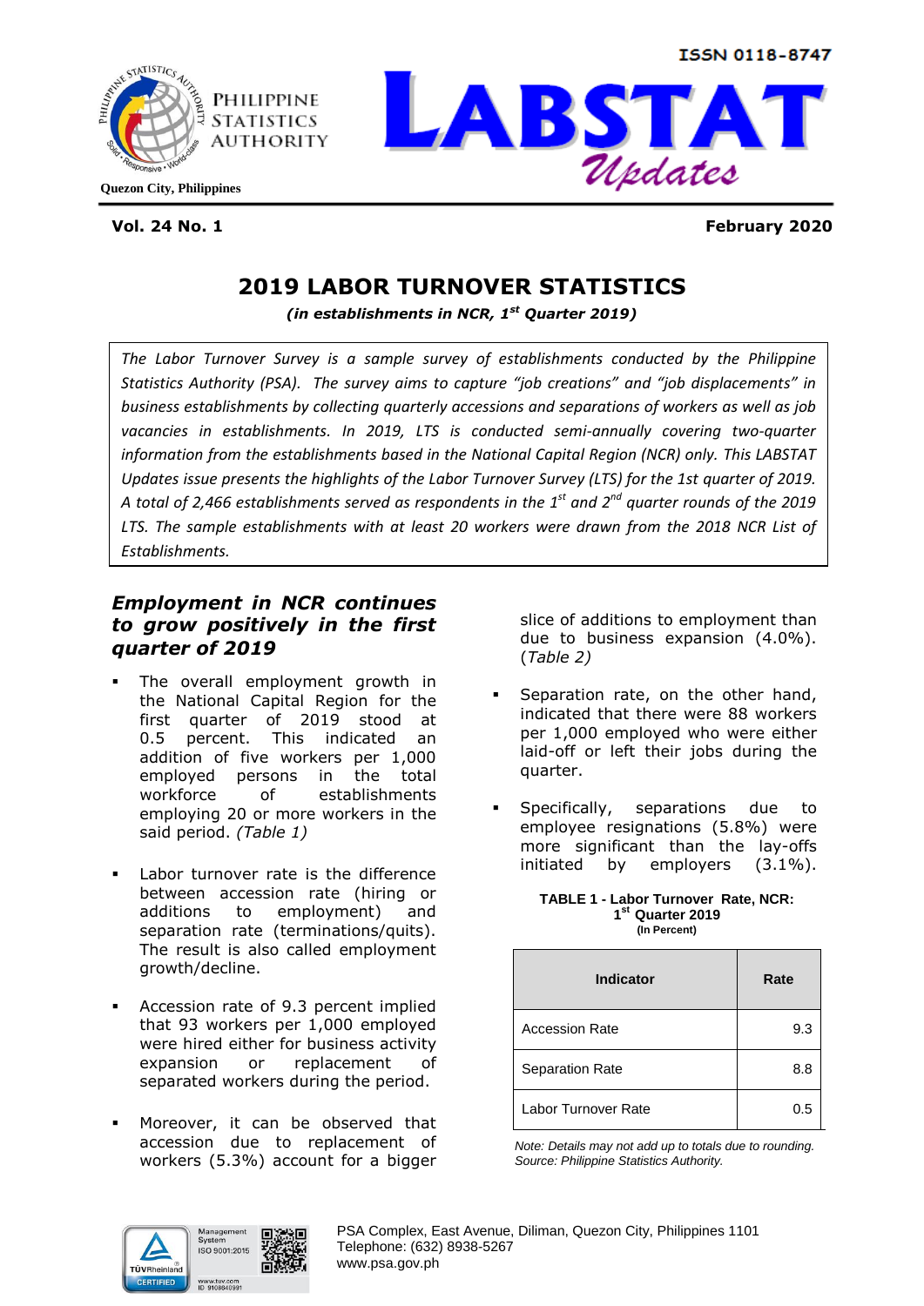ISSN 0118-8747

PHILIPPINE STATISTICS AUTHORITY

Quezon City, Philippines

# LABSTAT Updates

**Vol. 24 No. 1** **February 2020**

## 2019 LABOR TURNOVER STATISTICS

***(in establishments in NCR, 1st Quarter 2019)***

*The Labor Turnover Survey is a sample survey of establishments conducted by the Philippine Statistics Authority (PSA). The survey aims to capture "job creations" and "job displacements" in business establishments by collecting quarterly accessions and separations of workers as well as job vacancies in establishments. In 2019, LTS is conducted semi-annually covering two-quarter information from the establishments based in the National Capital Region (NCR) only. This LABSTAT Updates issue presents the highlights of the Labor Turnover Survey (LTS) for the 1st quarter of 2019. A total of 2,466 establishments served as respondents in the 1st and 2nd quarter rounds of the 2019 LTS. The sample establishments with at least 20 workers were drawn from the 2018 NCR List of Establishments.*

### *Employment in NCR continues to grow positively in the first quarter of 2019*

- The overall employment growth in the National Capital Region for the first quarter of 2019 stood at 0.5 percent. This indicated that there was an addition of five workers per 1,000 employed persons in the total workforce of establishments employing 20 or more workers in the said period. *(Table 1)*

- Labor turnover rate is the difference between accession rate (hiring or additions to employment) and separation rate (terminations/quits). The result is also called employment growth/decline.

- Accession rate of 9.3 percent implied that 93 workers per 1,000 employed were hired either for business activity expansion or replacement of separated workers during the period.

- Moreover, it can be observed that accession due to replacement of workers (5.3%) account for a bigger slice of additions to employment than due to business expansion (4.0%). (*Table 2*)

- Separation rate, on the other hand, indicated that there were 88 workers per 1,000 employed who were either laid-off or left their jobs during the quarter.

- Specifically, separations due to employee resignations (5.8%) were more significant than the lay-offs initiated by employers (3.1%).

**TABLE 1 - Labor Turnover Rate, NCR: 1st Quarter 2019**
**(In Percent)**

| Indicator | Rate |
|---|---|
| Accession Rate | 9.3 |
| Separation Rate | 8.8 |
| Labor Turnover Rate | 0.5 |

*Note: Details may not add up to totals due to rounding.*
*Source: Philippine Statistics Authority.*

PSA Complex, East Avenue, Diliman, Quezon City, Philippines 1101
Telephone: (632) 8938-5267
www.psa.gov.ph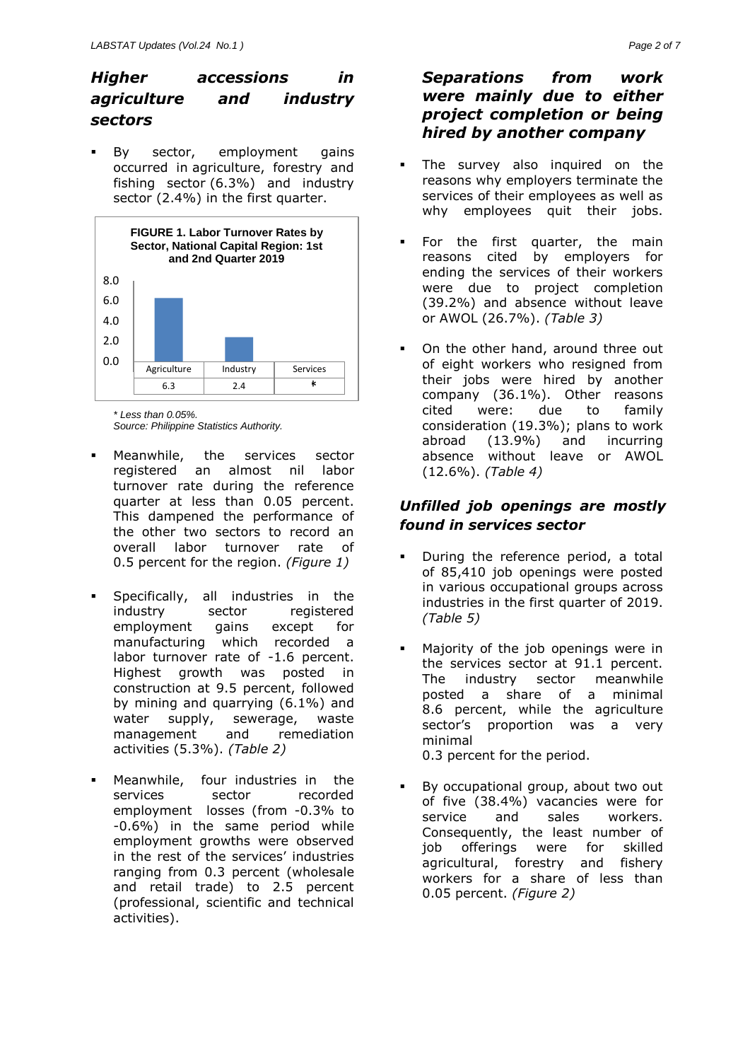## *Higher accessions in agriculture and industry sectors*

- By sector, employment gains occurred in agriculture, forestry and fishing sector (6.3%) and industry sector (2.4%) in the first quarter.

**FIGURE 1. Labor Turnover Rates by Sector, National Capital Region: 1st and 2nd Quarter 2019**

| Agriculture | Industry | Services |
|---|---|---|
| 6.3 | 2.4 | * |

*\* Less than 0.05%.*
*Source: Philippine Statistics Authority.*

- Meanwhile, the services sector registered an almost nil labor turnover rate during the reference quarter at less than 0.05 percent. This dampened the performance of the other two sectors to record an overall labor turnover rate of 0.5 percent for the region. *(Figure 1)*

- Specifically, all industries in the industry sector registered employment gains except for manufacturing which recorded a labor turnover rate of -1.6 percent. Highest growth was posted in construction at 9.5 percent, followed by mining and quarrying (6.1%) and water supply, sewerage, waste management and remediation activities (5.3%). *(Table 2)*

- Meanwhile, four industries in the services sector recorded employment losses (from -0.3% to -0.6%) in the same period while employment growths were observed in the rest of the services' industries ranging from 0.3 percent (wholesale and retail trade) to 2.5 percent (professional, scientific and technical activities).

## *Separations from work were mainly due to either project completion or being hired by another company*

- The survey also inquired on the reasons why employers terminate the services of their employees as well as why employees quit their jobs.

- For the first quarter, the main reasons cited by employers for ending the services of their workers were due to project completion (39.2%) and absence without leave or AWOL (26.7%). *(Table 3)*

- On the other hand, around three out of eight workers who resigned from their jobs were hired by another company (36.1%). Other reasons cited were: due to family consideration (19.3%); plans to work abroad (13.9%) and incurring absence without leave or AWOL (12.6%). *(Table 4)*

## *Unfilled job openings are mostly found in services sector*

- During the reference period, a total of 85,410 job openings were posted in various occupational groups across industries in the first quarter of 2019. *(Table 5)*

- Majority of the job openings were in the services sector at 91.1 percent. The industry sector meanwhile posted a share of a minimal 8.6 percent, while the agriculture sector's proportion was a very minimal 0.3 percent for the period.

- By occupational group, about two out of five (38.4%) vacancies were for service and sales workers. Consequently, the least number of job offerings were for skilled agricultural, forestry and fishery workers for a share of less than 0.05 percent. *(Figure 2)*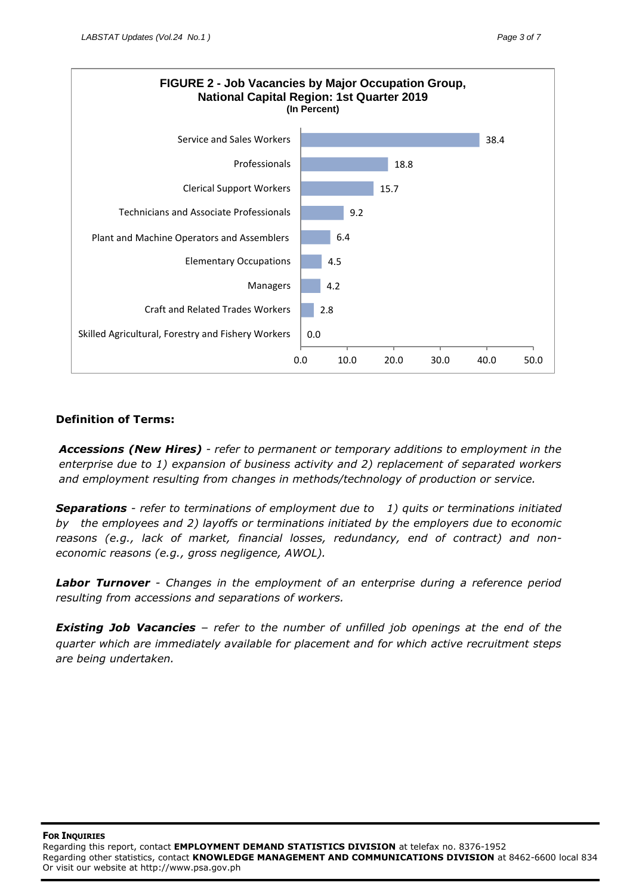**FIGURE 2 - Job Vacancies by Major Occupation Group, National Capital Region: 1st Quarter 2019**
**(In Percent)**

| Major Occupation Group | Percent |
|---|---|
| Service and Sales Workers | 38.4 |
| Professionals | 18.8 |
| Clerical Support Workers | 15.7 |
| Technicians and Associate Professionals | 9.2 |
| Plant and Machine Operators and Assemblers | 6.4 |
| Elementary Occupations | 4.5 |
| Managers | 4.2 |
| Craft and Related Trades Workers | 2.8 |
| Skilled Agricultural, Forestry and Fishery Workers | 0.0 |

**Definition of Terms:**

***Accessions (New Hires)*** *- refer to permanent or temporary additions to employment in the enterprise due to 1) expansion of business activity and 2) replacement of separated workers and employment resulting from changes in methods/technology of production or service.*

***Separations*** *- refer to terminations of employment due to 1) quits or terminations initiated by the employees and 2) layoffs or terminations initiated by the employers due to economic reasons (e.g., lack of market, financial losses, redundancy, end of contract) and non-economic reasons (e.g., gross negligence, AWOL).*

***Labor Turnover*** *- Changes in the employment of an enterprise during a reference period resulting from accessions and separations of workers.*

***Existing Job Vacancies*** *– refer to the number of unfilled job openings at the end of the quarter which are immediately available for placement and for which active recruitment steps are being undertaken.*

**FOR INQUIRIES**
Regarding this report, contact **EMPLOYMENT DEMAND STATISTICS DIVISION** at telefax no. 8376-1952
Regarding other statistics, contact **KNOWLEDGE MANAGEMENT AND COMMUNICATIONS DIVISION** at 8462-6600 local 834
Or visit our website at http://www.psa.gov.ph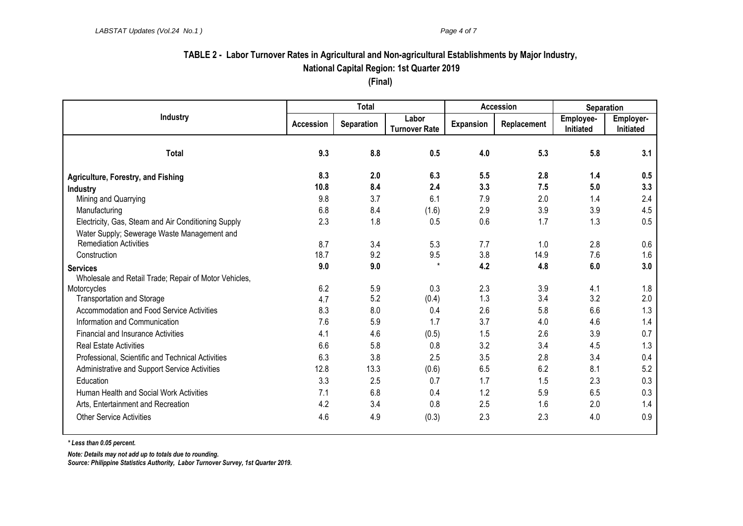## TABLE 2 - Labor Turnover Rates in Agricultural and Non-agricultural Establishments by Major Industry, National Capital Region: 1st Quarter 2019

**(Final)**

| Industry | Total | | | Accession | | Separation | |
|---|---|---|---|---|---|---|---|
| | Accession | Separation | Labor Turnover Rate | Expansion | Replacement | Employee-Initiated | Employer-Initiated |
| **Total** | **9.3** | **8.8** | **0.5** | **4.0** | **5.3** | **5.8** | **3.1** |
| **Agriculture, Forestry, and Fishing** | **8.3** | **2.0** | **6.3** | **5.5** | **2.8** | **1.4** | **0.5** |
| **Industry** | **10.8** | **8.4** | **2.4** | **3.3** | **7.5** | **5.0** | **3.3** |
| Mining and Quarrying | 9.8 | 3.7 | 6.1 | 7.9 | 2.0 | 1.4 | 2.4 |
| Manufacturing | 6.8 | 8.4 | (1.6) | 2.9 | 3.9 | 3.9 | 4.5 |
| Electricity, Gas, Steam and Air Conditioning Supply | 2.3 | 1.8 | 0.5 | 0.6 | 1.7 | 1.3 | 0.5 |
| Water Supply; Sewerage Waste Management and Remediation Activities | 8.7 | 3.4 | 5.3 | 7.7 | 1.0 | 2.8 | 0.6 |
| Construction | 18.7 | 9.2 | 9.5 | 3.8 | 14.9 | 7.6 | 1.6 |
| **Services** | **9.0** | **9.0** | * | **4.2** | **4.8** | **6.0** | **3.0** |
| Wholesale and Retail Trade; Repair of Motor Vehicles, Motorcycles | 6.2 | 5.9 | 0.3 | 2.3 | 3.9 | 4.1 | 1.8 |
| Transportation and Storage | 4.7 | 5.2 | (0.4) | 1.3 | 3.4 | 3.2 | 2.0 |
| Accommodation and Food Service Activities | 8.3 | 8.0 | 0.4 | 2.6 | 5.8 | 6.6 | 1.3 |
| Information and Communication | 7.6 | 5.9 | 1.7 | 3.7 | 4.0 | 4.6 | 1.4 |
| Financial and Insurance Activities | 4.1 | 4.6 | (0.5) | 1.5 | 2.6 | 3.9 | 0.7 |
| Real Estate Activities | 6.6 | 5.8 | 0.8 | 3.2 | 3.4 | 4.5 | 1.3 |
| Professional, Scientific and Technical Activities | 6.3 | 3.8 | 2.5 | 3.5 | 2.8 | 3.4 | 0.4 |
| Administrative and Support Service Activities | 12.8 | 13.3 | (0.6) | 6.5 | 6.2 | 8.1 | 5.2 |
| Education | 3.3 | 2.5 | 0.7 | 1.7 | 1.5 | 2.3 | 0.3 |
| Human Health and Social Work Activities | 7.1 | 6.8 | 0.4 | 1.2 | 5.9 | 6.5 | 0.3 |
| Arts, Entertainment and Recreation | 4.2 | 3.4 | 0.8 | 2.5 | 1.6 | 2.0 | 1.4 |
| Other Service Activities | 4.6 | 4.9 | (0.3) | 2.3 | 2.3 | 4.0 | 0.9 |

*\* Less than 0.05 percent.*

*Note: Details may not add up to totals due to rounding.*

*Source: Philippine Statistics Authority, Labor Turnover Survey, 1st Quarter 2019.*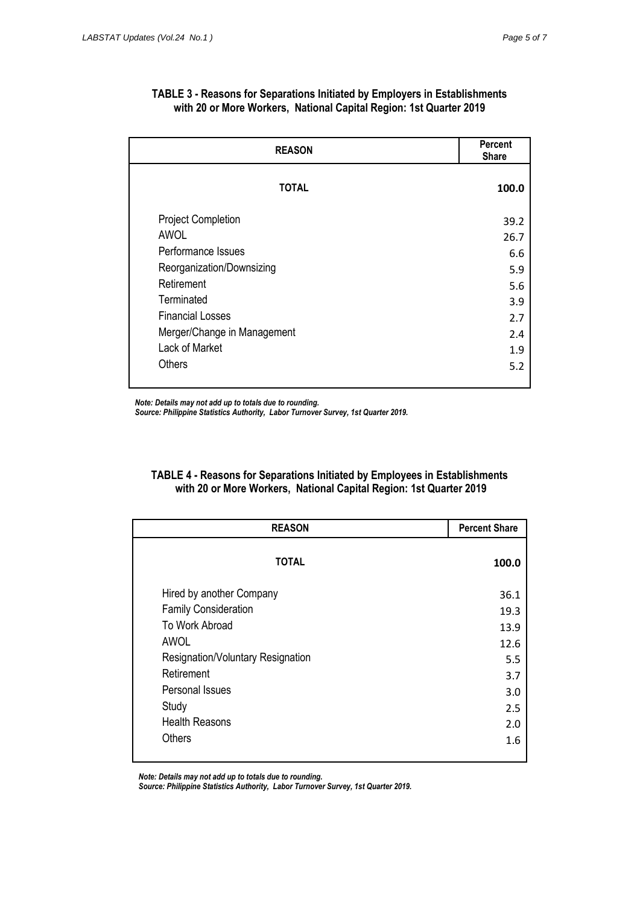**TABLE 3 - Reasons for Separations Initiated by Employers in Establishments with 20 or More Workers, National Capital Region: 1st Quarter 2019**

| REASON | Percent Share |
|---|---|
| **TOTAL** | **100.0** |
| Project Completion | 39.2 |
| AWOL | 26.7 |
| Performance Issues | 6.6 |
| Reorganization/Downsizing | 5.9 |
| Retirement | 5.6 |
| Terminated | 3.9 |
| Financial Losses | 2.7 |
| Merger/Change in Management | 2.4 |
| Lack of Market | 1.9 |
| Others | 5.2 |

***Note: Details may not add up to totals due to rounding.***
***Source: Philippine Statistics Authority, Labor Turnover Survey, 1st Quarter 2019.***

**TABLE 4 - Reasons for Separations Initiated by Employees in Establishments with 20 or More Workers, National Capital Region: 1st Quarter 2019**

| REASON | Percent Share |
|---|---|
| **TOTAL** | **100.0** |
| Hired by another Company | 36.1 |
| Family Consideration | 19.3 |
| To Work Abroad | 13.9 |
| AWOL | 12.6 |
| Resignation/Voluntary Resignation | 5.5 |
| Retirement | 3.7 |
| Personal Issues | 3.0 |
| Study | 2.5 |
| Health Reasons | 2.0 |
| Others | 1.6 |

***Note: Details may not add up to totals due to rounding.***
***Source: Philippine Statistics Authority, Labor Turnover Survey, 1st Quarter 2019.***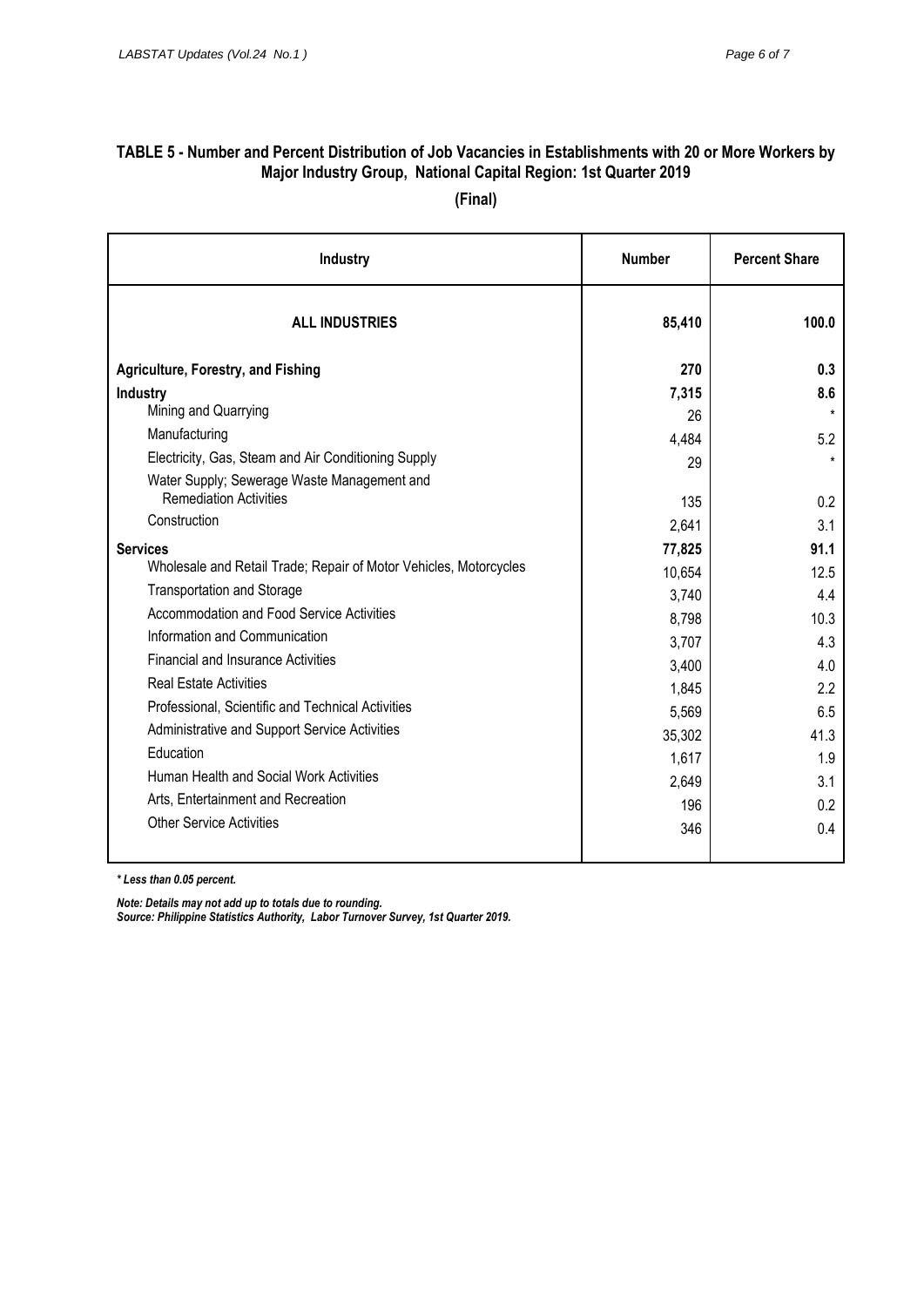## TABLE 5 - Number and Percent Distribution of Job Vacancies in Establishments with 20 or More Workers by Major Industry Group, National Capital Region: 1st Quarter 2019

**(Final)**

| Industry | Number | Percent Share |
|---|---|---|
| **ALL INDUSTRIES** | **85,410** | **100.0** |
| **Agriculture, Forestry, and Fishing** | **270** | **0.3** |
| **Industry** | **7,315** | **8.6** |
| Mining and Quarrying | 26 | * |
| Manufacturing | 4,484 | 5.2 |
| Electricity, Gas, Steam and Air Conditioning Supply | 29 | * |
| Water Supply; Sewerage Waste Management and Remediation Activities | 135 | 0.2 |
| Construction | 2,641 | 3.1 |
| **Services** | **77,825** | **91.1** |
| Wholesale and Retail Trade; Repair of Motor Vehicles, Motorcycles | 10,654 | 12.5 |
| Transportation and Storage | 3,740 | 4.4 |
| Accommodation and Food Service Activities | 8,798 | 10.3 |
| Information and Communication | 3,707 | 4.3 |
| Financial and Insurance Activities | 3,400 | 4.0 |
| Real Estate Activities | 1,845 | 2.2 |
| Professional, Scientific and Technical Activities | 5,569 | 6.5 |
| Administrative and Support Service Activities | 35,302 | 41.3 |
| Education | 1,617 | 1.9 |
| Human Health and Social Work Activities | 2,649 | 3.1 |
| Arts, Entertainment and Recreation | 196 | 0.2 |
| Other Service Activities | 346 | 0.4 |

***** *Less than 0.05 percent.*

***Note: Details may not add up to totals due to rounding.***
***Source: Philippine Statistics Authority, Labor Turnover Survey, 1st Quarter 2019.***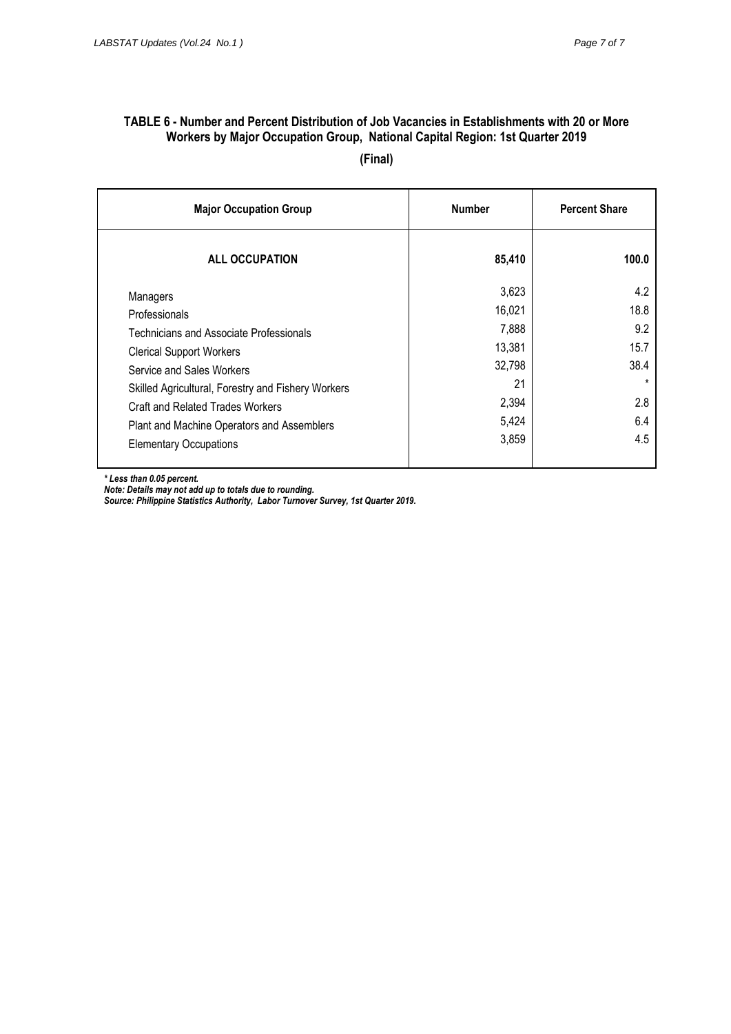**TABLE 6 - Number and Percent Distribution of Job Vacancies in Establishments with 20 or More Workers by Major Occupation Group, National Capital Region: 1st Quarter 2019**

**(Final)**

| Major Occupation Group | Number | Percent Share |
|---|---|---|
| **ALL OCCUPATION** | **85,410** | **100.0** |
| Managers | 3,623 | 4.2 |
| Professionals | 16,021 | 18.8 |
| Technicians and Associate Professionals | 7,888 | 9.2 |
| Clerical Support Workers | 13,381 | 15.7 |
| Service and Sales Workers | 32,798 | 38.4 |
| Skilled Agricultural, Forestry and Fishery Workers | 21 | * |
| Craft and Related Trades Workers | 2,394 | 2.8 |
| Plant and Machine Operators and Assemblers | 5,424 | 6.4 |
| Elementary Occupations | 3,859 | 4.5 |

*** Less than 0.05 percent.**

***Note: Details may not add up to totals due to rounding.***

***Source: Philippine Statistics Authority, Labor Turnover Survey, 1st Quarter 2019.***